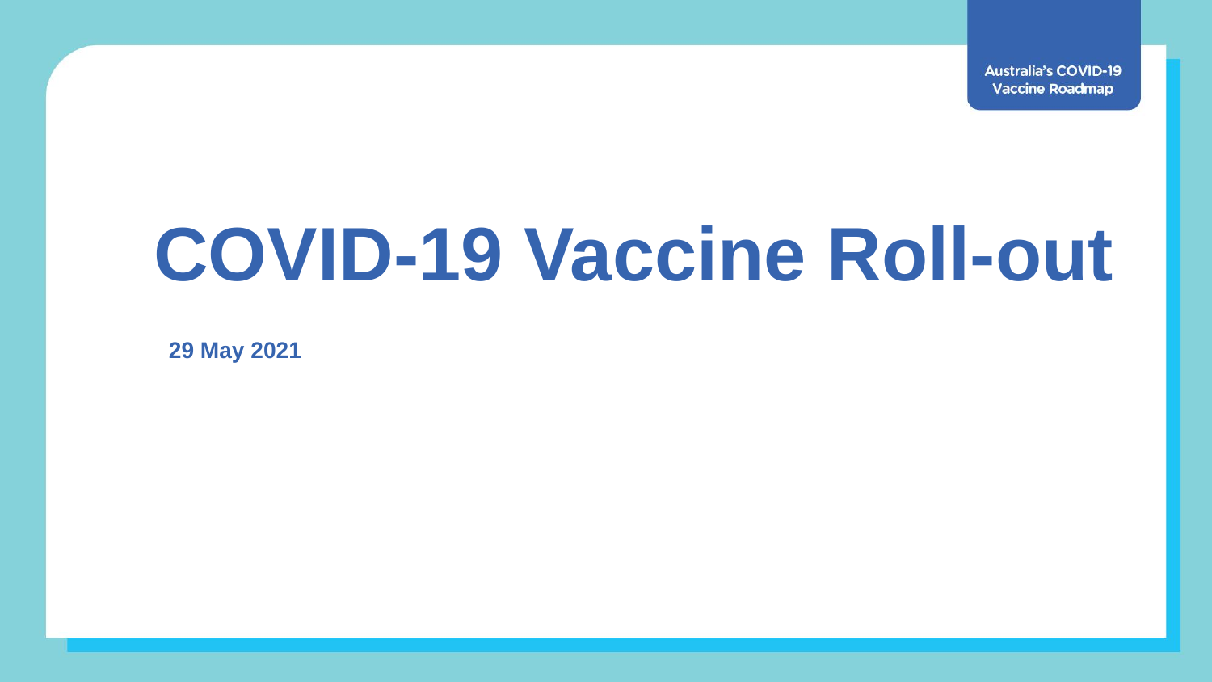Australia's COVID-19 Vaccine Roadmap

# COVID-19 Vaccine Roll-out

**29 May 2021**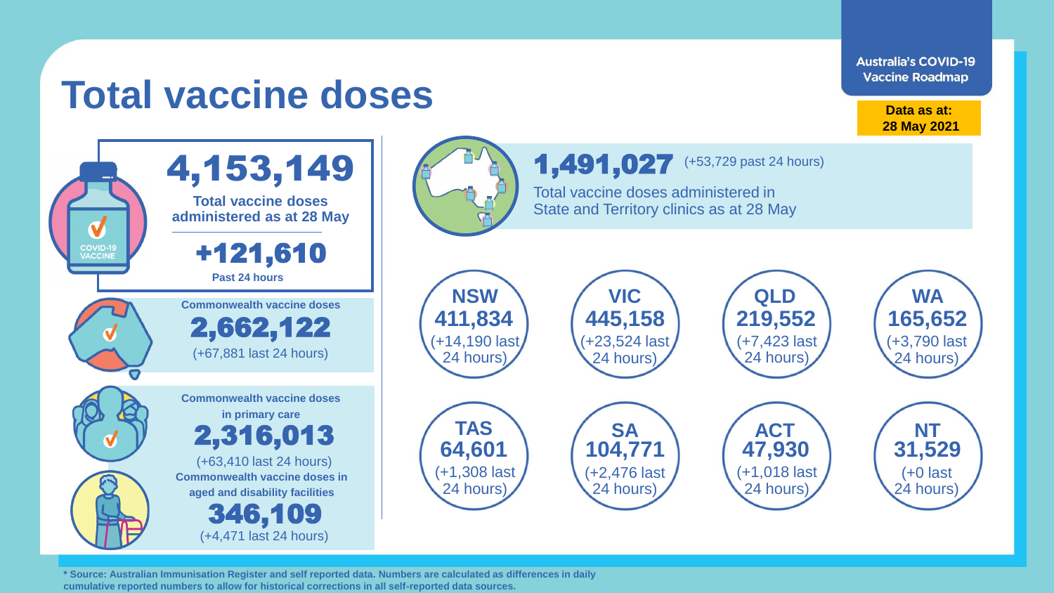# Total vaccine doses

**Australia's COVID-19 Vaccine Roadmap**

**Data as at: 28 May 2021**

## 4,153,149

**Total vaccine doses administered as at 28 May**

## +121,610

**Past 24 hours**

**Commonwealth vaccine doses**

**2,662,122**

(+67,881 last 24 hours)

**Commonwealth vaccine doses in primary care**

**2,316,013**

(+63,410 last 24 hours)

**Commonwealth vaccine doses in aged and disability facilities**

**346,109**

(+4,471 last 24 hours)

**1,491,027** (+53,729 past 24 hours)

Total vaccine doses administered in State and Territory clinics as at 28 May

| State/Territory | Total doses | Last 24 hours |
| --- | --- | --- |
| NSW | 411,834 | +14,190 |
| VIC | 445,158 | +23,524 |
| QLD | 219,552 | +7,423 |
| WA | 165,652 | +3,790 |
| TAS | 64,601 | +1,308 |
| SA | 104,771 | +2,476 |
| ACT | 47,930 | +1,018 |
| NT | 31,529 | +0 |

**\* Source: Australian Immunisation Register and self reported data. Numbers are calculated as differences in daily cumulative reported numbers to allow for historical corrections in all self-reported data sources.**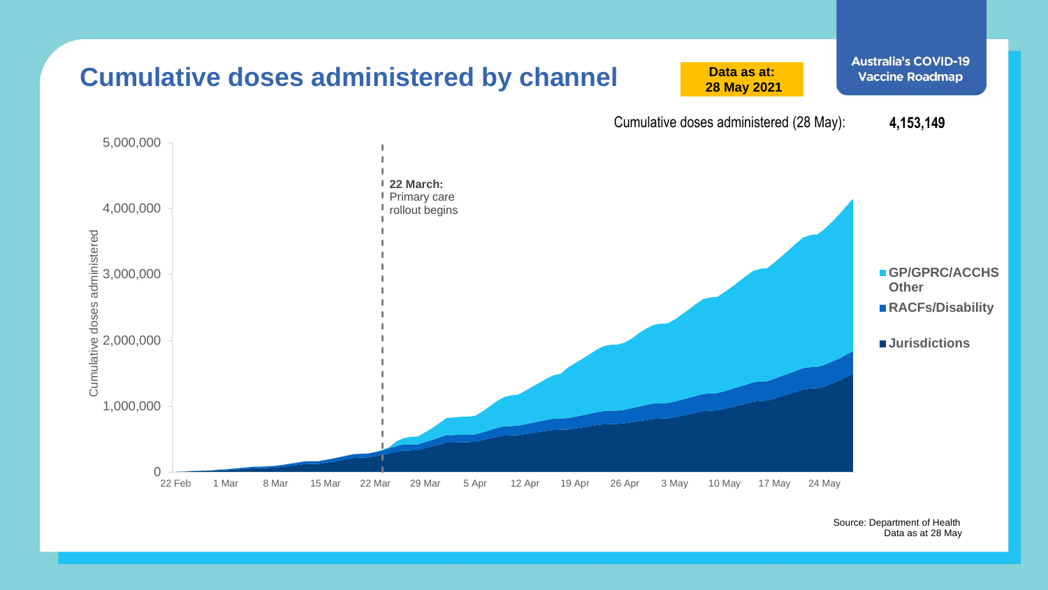# Cumulative doses administered by channel

**Data as at: 28 May 2021**

**Australia's COVID-19 Vaccine Roadmap**

Cumulative doses administered (28 May): **4,153,149**

Cumulative doses administered

5,000,000
4,000,000
3,000,000
2,000,000
1,000,000
0

22 Feb | 1 Mar | 8 Mar | 15 Mar | 22 Mar | 29 Mar | 5 Apr | 12 Apr | 19 Apr | 26 Apr | 3 May | 10 May | 17 May | 24 May

**22 March:** Primary care rollout begins

- **GP/GPRC/ACCHS Other**
- **RACFs/Disability**
- **Jurisdictions**

Source: Department of Health
Data as at 28 May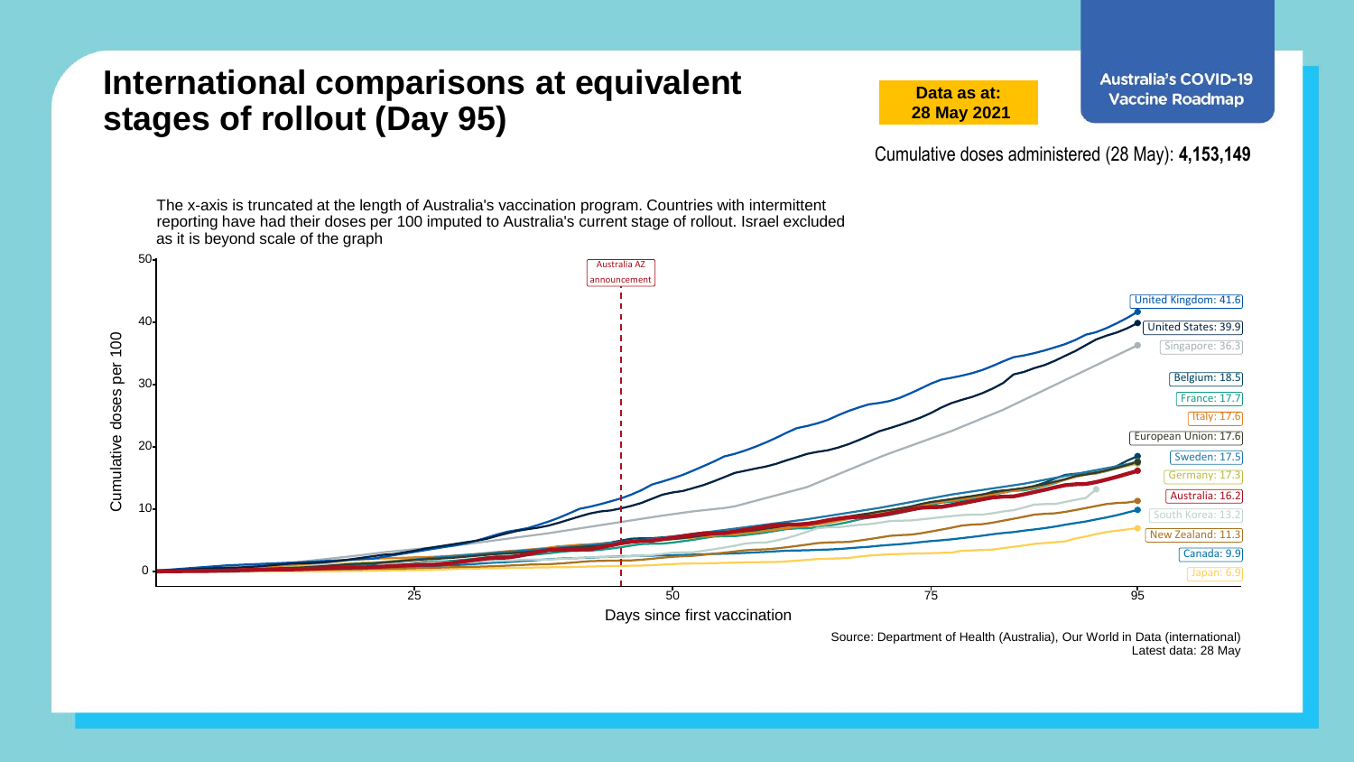# International comparisons at equivalent stages of rollout (Day 95)

**Data as at: 28 May 2021**

**Australia's COVID-19 Vaccine Roadmap**

Cumulative doses administered (28 May): **4,153,149**

The x-axis is truncated at the length of Australia's vaccination program. Countries with intermittent reporting have had their doses per 100 imputed to Australia's current stage of rollout. Israel excluded as it is beyond scale of the graph

Cumulative doses per 100 (Day 95):

| Country | Cumulative doses per 100 |
| --- | --- |
| United Kingdom | 41.6 |
| United States | 39.9 |
| Singapore | 36.3 |
| Belgium | 18.5 |
| France | 17.7 |
| Italy | 17.6 |
| European Union | 17.6 |
| Sweden | 17.5 |
| Germany | 17.3 |
| Australia | 16.2 |
| South Korea | 13.2 |
| New Zealand | 11.3 |
| Canada | 9.9 |
| Japan | 6.9 |

Australia AZ announcement

Days since first vaccination

Source: Department of Health (Australia), Our World in Data (international)
Latest data: 28 May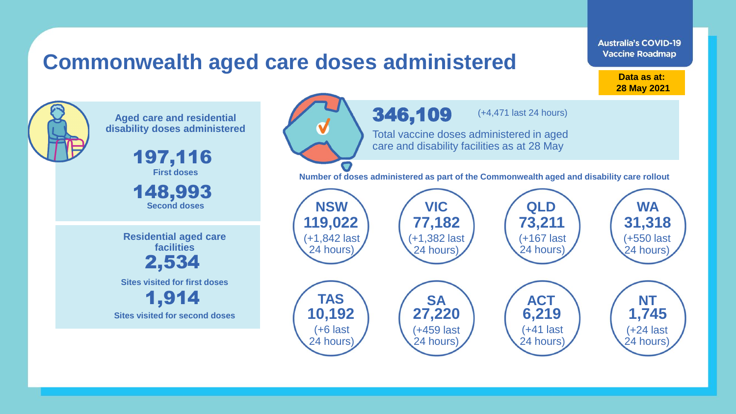# Commonwealth aged care doses administered

Australia's COVID-19 Vaccine Roadmap

**Data as at: 28 May 2021**

**Aged care and residential disability doses administered**

**197,116**
First doses

**148,993**
Second doses

**Residential aged care facilities**

**2,534**
Sites visited for first doses

**1,914**
Sites visited for second doses

**346,109** (+4,471 last 24 hours)

Total vaccine doses administered in aged care and disability facilities as at 28 May

**Number of doses administered as part of the Commonwealth aged and disability care rollout**

| State/Territory | Doses | Last 24 hours |
|---|---|---|
| NSW | 119,022 | +1,842 |
| VIC | 77,182 | +1,382 |
| QLD | 73,211 | +167 |
| WA | 31,318 | +550 |
| TAS | 10,192 | +6 |
| SA | 27,220 | +459 |
| ACT | 6,219 | +41 |
| NT | 1,745 | +24 |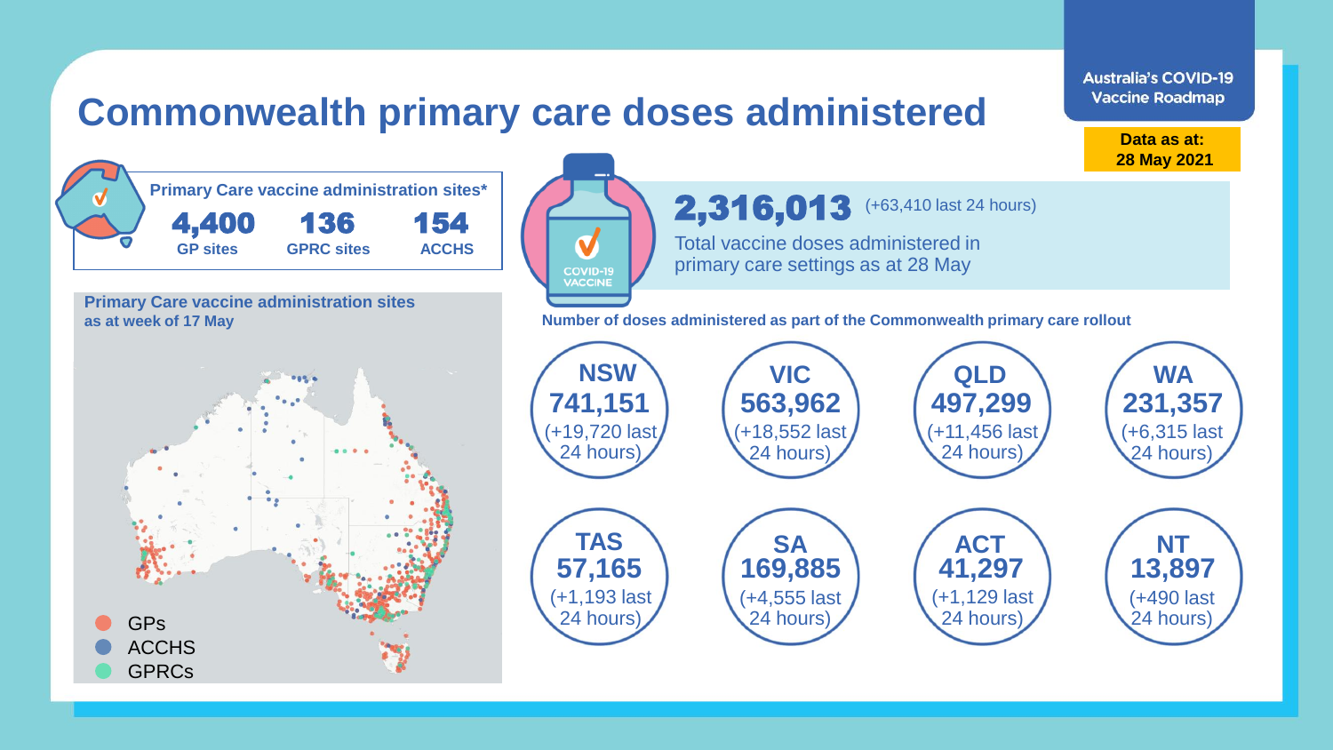# Commonwealth primary care doses administered

Australia's COVID-19 Vaccine Roadmap

**Data as at: 28 May 2021**

**Primary Care vaccine administration sites***

**4,400** GP sites

**136** GPRC sites

**154** ACCHS

**Primary Care vaccine administration sites as at week of 17 May**

GPs

ACCHS

GPRCs

**2,316,013** (+63,410 last 24 hours)

Total vaccine doses administered in primary care settings as at 28 May

**Number of doses administered as part of the Commonwealth primary care rollout**

**NSW**
**741,151**
(+19,720 last 24 hours)

**VIC**
**563,962**
(+18,552 last 24 hours)

**QLD**
**497,299**
(+11,456 last 24 hours)

**WA**
**231,357**
(+6,315 last 24 hours)

**TAS**
**57,165**
(+1,193 last 24 hours)

**SA**
**169,885**
(+4,555 last 24 hours)

**ACT**
**41,297**
(+1,129 last 24 hours)

**NT**
**13,897**
(+490 last 24 hours)